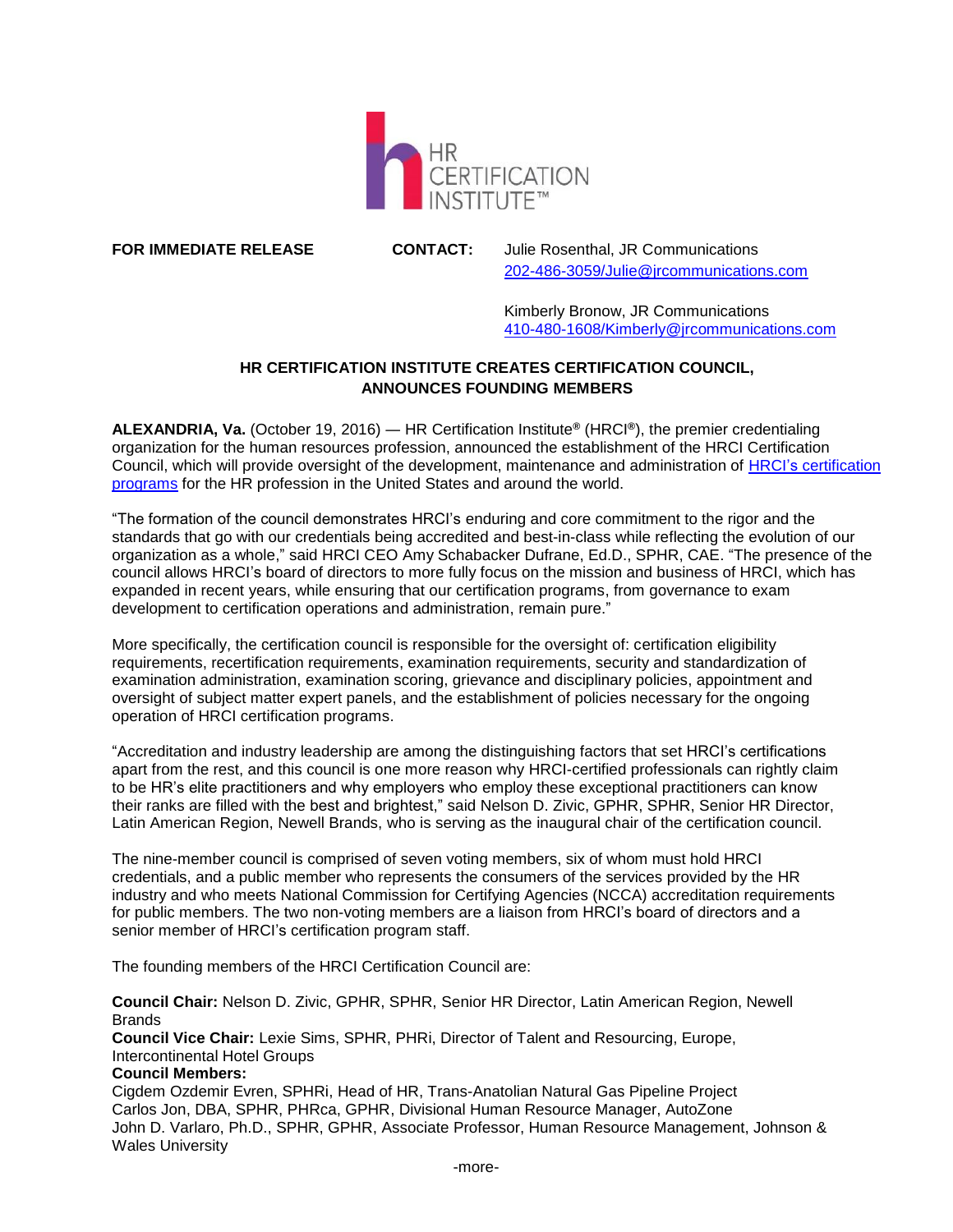HR CERTIFICATION INSTITUTE™

**FOR IMMEDIATE RELEASE** **CONTACT:** Julie Rosenthal, JR Communications
202-486-3059/Julie@jrcommunications.com

Kimberly Bronow, JR Communications
410-480-1608/Kimberly@jrcommunications.com

## HR CERTIFICATION INSTITUTE CREATES CERTIFICATION COUNCIL, ANNOUNCES FOUNDING MEMBERS

**ALEXANDRIA, Va.** (October 19, 2016) — HR Certification Institute® (HRCI®), the premier credentialing organization for the human resources profession, announced the establishment of the HRCI Certification Council, which will provide oversight of the development, maintenance and administration of [HRCI's certification programs](HRCI's certification programs) for the HR profession in the United States and around the world.

"The formation of the council demonstrates HRCI's enduring and core commitment to the rigor and the standards that go with our credentials being accredited and best-in-class while reflecting the evolution of our organization as a whole," said HRCI CEO Amy Schabacker Dufrane, Ed.D., SPHR, CAE. "The presence of the council allows HRCI's board of directors to more fully focus on the mission and business of HRCI, which has expanded in recent years, while ensuring that our certification programs, from governance to exam development to certification operations and administration, remain pure."

More specifically, the certification council is responsible for the oversight of: certification eligibility requirements, recertification requirements, examination requirements, security and standardization of examination administration, examination scoring, grievance and disciplinary policies, appointment and oversight of subject matter expert panels, and the establishment of policies necessary for the ongoing operation of HRCI certification programs.

"Accreditation and industry leadership are among the distinguishing factors that set HRCI's certifications apart from the rest, and this council is one more reason why HRCI-certified professionals can rightly claim to be HR's elite practitioners and why employers who employ these exceptional practitioners can know their ranks are filled with the best and brightest," said Nelson D. Zivic, GPHR, SPHR, Senior HR Director, Latin American Region, Newell Brands, who is serving as the inaugural chair of the certification council.

The nine-member council is comprised of seven voting members, six of whom must hold HRCI credentials, and a public member who represents the consumers of the services provided by the HR industry and who meets National Commission for Certifying Agencies (NCCA) accreditation requirements for public members. The two non-voting members are a liaison from HRCI's board of directors and a senior member of HRCI's certification program staff.

The founding members of the HRCI Certification Council are:

**Council Chair:** Nelson D. Zivic, GPHR, SPHR, Senior HR Director, Latin American Region, Newell Brands
**Council Vice Chair:** Lexie Sims, SPHR, PHRi, Director of Talent and Resourcing, Europe, Intercontinental Hotel Groups
**Council Members:**
Cigdem Ozdemir Evren, SPHRi, Head of HR, Trans-Anatolian Natural Gas Pipeline Project
Carlos Jon, DBA, SPHR, PHRca, GPHR, Divisional Human Resource Manager, AutoZone
John D. Varlaro, Ph.D., SPHR, GPHR, Associate Professor, Human Resource Management, Johnson & Wales University

-more-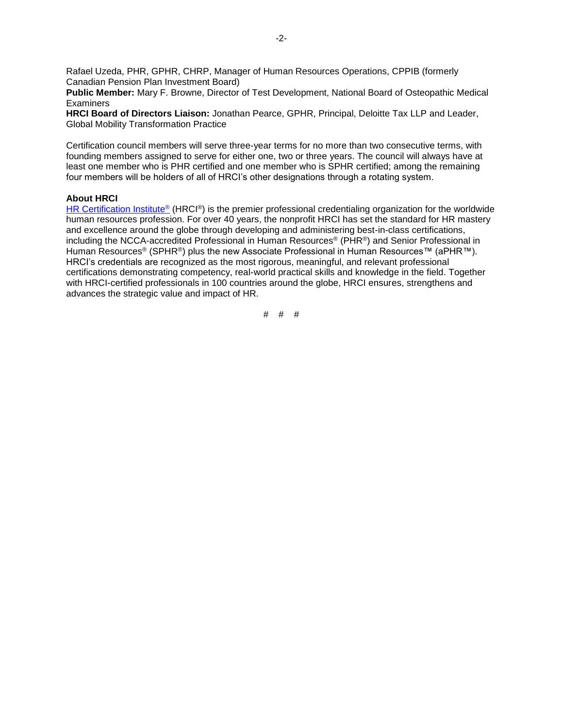Rafael Uzeda, PHR, GPHR, CHRP, Manager of Human Resources Operations, CPPIB (formerly Canadian Pension Plan Investment Board)
**Public Member:** Mary F. Browne, Director of Test Development, National Board of Osteopathic Medical Examiners
**HRCI Board of Directors Liaison:** Jonathan Pearce, GPHR, Principal, Deloitte Tax LLP and Leader, Global Mobility Transformation Practice

Certification council members will serve three-year terms for no more than two consecutive terms, with founding members assigned to serve for either one, two or three years. The council will always have at least one member who is PHR certified and one member who is SPHR certified; among the remaining four members will be holders of all of HRCI's other designations through a rotating system.

**About HRCI**
HR Certification Institute® (HRCI®) is the premier professional credentialing organization for the worldwide human resources profession. For over 40 years, the nonprofit HRCI has set the standard for HR mastery and excellence around the globe through developing and administering best-in-class certifications, including the NCCA-accredited Professional in Human Resources® (PHR®) and Senior Professional in Human Resources® (SPHR®) plus the new Associate Professional in Human Resources™ (aPHR™). HRCI's credentials are recognized as the most rigorous, meaningful, and relevant professional certifications demonstrating competency, real-world practical skills and knowledge in the field. Together with HRCI-certified professionals in 100 countries around the globe, HRCI ensures, strengthens and advances the strategic value and impact of HR.

# # #